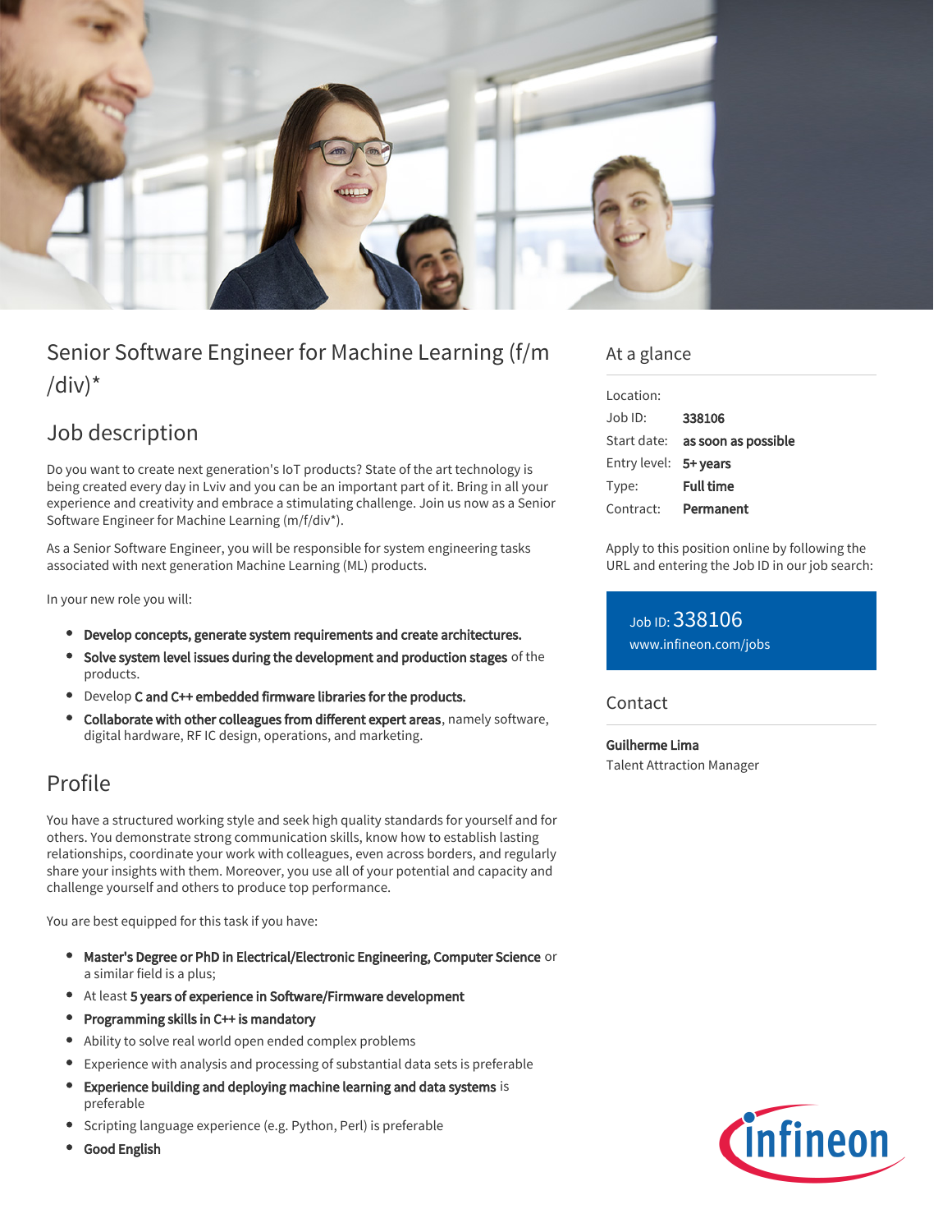# Senior Software Engineer for Machine Learning (f/m/div)*

## Job description

Do you want to create next generation's IoT products? State of the art technology is being created every day in Lviv and you can be an important part of it. Bring in all your experience and creativity and embrace a stimulating challenge. Join us now as a Senior Software Engineer for Machine Learning (m/f/div*).

As a Senior Software Engineer, you will be responsible for system engineering tasks associated with next generation Machine Learning (ML) products.

In your new role you will:

- **Develop concepts, generate system requirements and create architectures.**
- **Solve system level issues during the development and production stages** of the products.
- Develop **C and C++ embedded firmware libraries for the products.**
- **Collaborate with other colleagues from different expert areas**, namely software, digital hardware, RF IC design, operations, and marketing.

## Profile

You have a structured working style and seek high quality standards for yourself and for others. You demonstrate strong communication skills, know how to establish lasting relationships, coordinate your work with colleagues, even across borders, and regularly share your insights with them. Moreover, you use all of your potential and capacity and challenge yourself and others to produce top performance.

You are best equipped for this task if you have:

- **Master's Degree or PhD in Electrical/Electronic Engineering, Computer Science** or a similar field is a plus;
- At least **5 years of experience in Software/Firmware development**
- **Programming skills in C++ is mandatory**
- Ability to solve real world open ended complex problems
- Experience with analysis and processing of substantial data sets is preferable
- **Experience building and deploying machine learning and data systems** is preferable
- Scripting language experience (e.g. Python, Perl) is preferable
- **Good English**

## At a glance

| | |
|---|---|
| Location: | |
| Job ID: | **338106** |
| Start date: | **as soon as possible** |
| Entry level: | **5+ years** |
| Type: | **Full time** |
| Contract: | **Permanent** |

Apply to this position online by following the URL and entering the Job ID in our job search:

Job ID: 338106
www.infineon.com/jobs

## Contact

**Guilherme Lima**
Talent Attraction Manager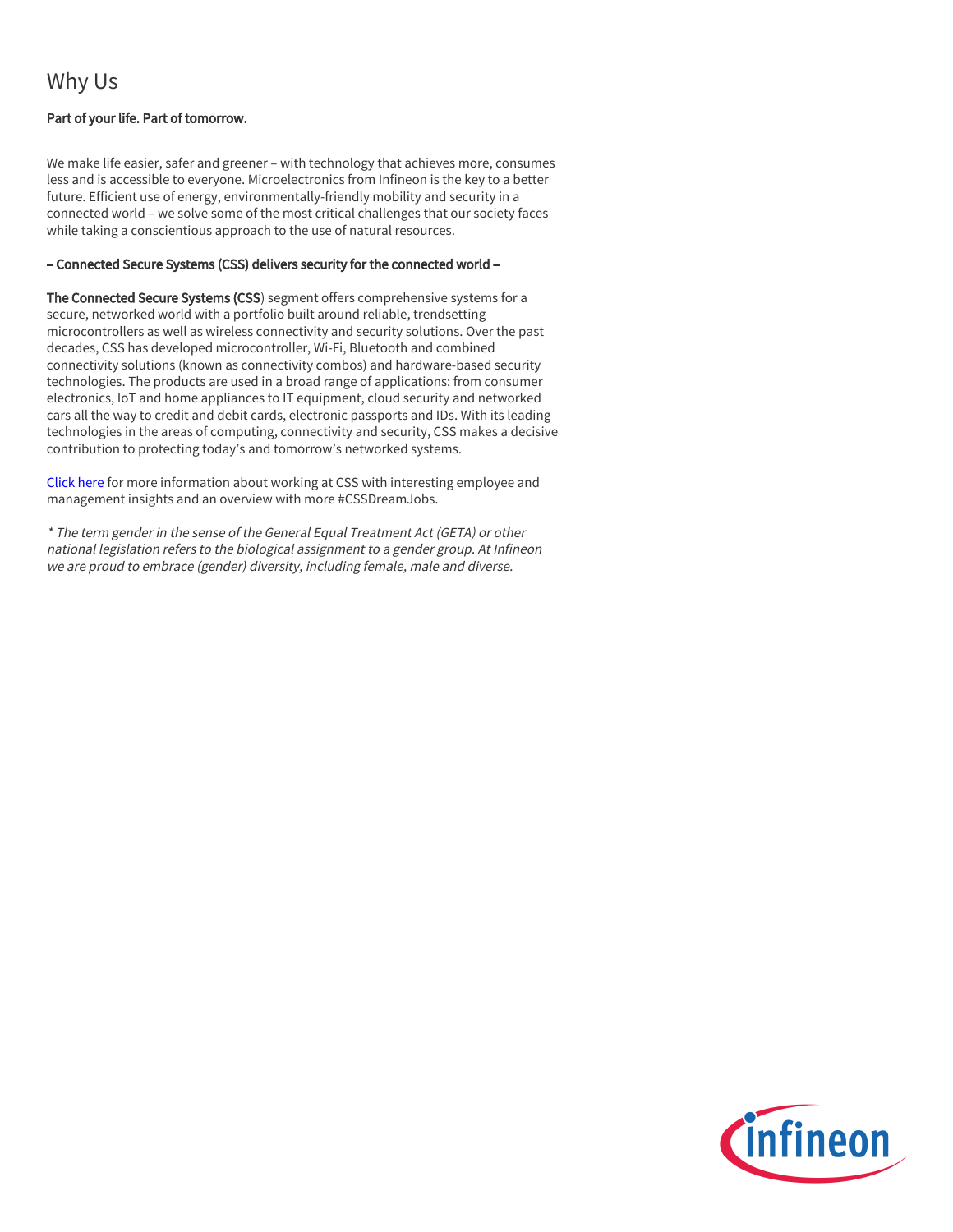## Why Us

**Part of your life. Part of tomorrow.**

We make life easier, safer and greener – with technology that achieves more, consumes less and is accessible to everyone. Microelectronics from Infineon is the key to a better future. Efficient use of energy, environmentally-friendly mobility and security in a connected world – we solve some of the most critical challenges that our society faces while taking a conscientious approach to the use of natural resources.

**– Connected Secure Systems (CSS) delivers security for the connected world –**

**The Connected Secure Systems (CSS**) segment offers comprehensive systems for a secure, networked world with a portfolio built around reliable, trendsetting microcontrollers as well as wireless connectivity and security solutions. Over the past decades, CSS has developed microcontroller, Wi-Fi, Bluetooth and combined connectivity solutions (known as connectivity combos) and hardware-based security technologies. The products are used in a broad range of applications: from consumer electronics, IoT and home appliances to IT equipment, cloud security and networked cars all the way to credit and debit cards, electronic passports and IDs. With its leading technologies in the areas of computing, connectivity and security, CSS makes a decisive contribution to protecting today's and tomorrow's networked systems.

Click here for more information about working at CSS with interesting employee and management insights and an overview with more #CSSDreamJobs.

*\* The term gender in the sense of the General Equal Treatment Act (GETA) or other national legislation refers to the biological assignment to a gender group. At Infineon we are proud to embrace (gender) diversity, including female, male and diverse.*